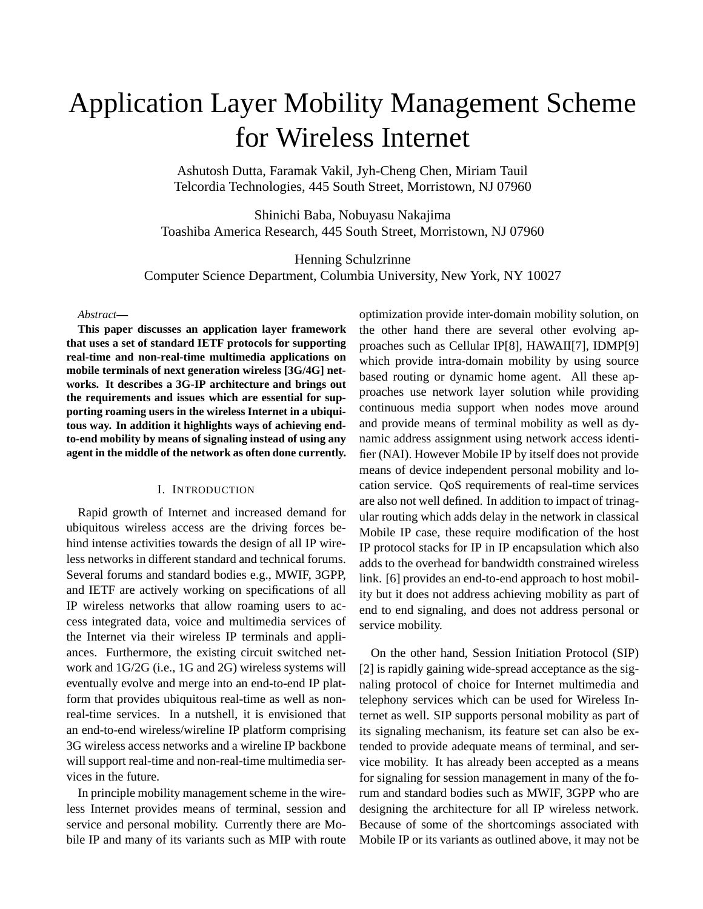# Application Layer Mobility Management Scheme for Wireless Internet

Ashutosh Dutta, Faramak Vakil, Jyh-Cheng Chen, Miriam Tauil
Telcordia Technologies, 445 South Street, Morristown, NJ 07960

Shinichi Baba, Nobuyasu Nakajima
Toashiba America Research, 445 South Street, Morristown, NJ 07960

Henning Schulzrinne
Computer Science Department, Columbia University, New York, NY 10027

*Abstract*—

**This paper discusses an application layer framework that uses a set of standard IETF protocols for supporting real-time and non-real-time multimedia applications on mobile terminals of next generation wireless [3G/4G] networks. It describes a 3G-IP architecture and brings out the requirements and issues which are essential for supporting roaming users in the wireless Internet in a ubiquitous way. In addition it highlights ways of achieving end-to-end mobility by means of signaling instead of using any agent in the middle of the network as often done currently.**

## I. Introduction

Rapid growth of Internet and increased demand for ubiquitous wireless access are the driving forces behind intense activities towards the design of all IP wireless networks in different standard and technical forums. Several forums and standard bodies e.g., MWIF, 3GPP, and IETF are actively working on specifications of all IP wireless networks that allow roaming users to access integrated data, voice and multimedia services of the Internet via their wireless IP terminals and appliances. Furthermore, the existing circuit switched network and 1G/2G (i.e., 1G and 2G) wireless systems will eventually evolve and merge into an end-to-end IP platform that provides ubiquitous real-time as well as non-real-time services. In a nutshell, it is envisioned that an end-to-end wireless/wireline IP platform comprising 3G wireless access networks and a wireline IP backbone will support real-time and non-real-time multimedia services in the future.

In principle mobility management scheme in the wireless Internet provides means of terminal, session and service and personal mobility. Currently there are Mobile IP and many of its variants such as MIP with route optimization provide inter-domain mobility solution, on the other hand there are several other evolving approaches such as Cellular IP[8], HAWAII[7], IDMP[9] which provide intra-domain mobility by using source based routing or dynamic home agent. All these approaches use network layer solution while providing continuous media support when nodes move around and provide means of terminal mobility as well as dynamic address assignment using network access identifier (NAI). However Mobile IP by itself does not provide means of device independent personal mobility and location service. QoS requirements of real-time services are also not well defined. In addition to impact of trinagular routing which adds delay in the network in classical Mobile IP case, these require modification of the host IP protocol stacks for IP in IP encapsulation which also adds to the overhead for bandwidth constrained wireless link. [6] provides an end-to-end approach to host mobility but it does not address achieving mobility as part of end to end signaling, and does not address personal or service mobility.

On the other hand, Session Initiation Protocol (SIP) [2] is rapidly gaining wide-spread acceptance as the signaling protocol of choice for Internet multimedia and telephony services which can be used for Wireless Internet as well. SIP supports personal mobility as part of its signaling mechanism, its feature set can also be extended to provide adequate means of terminal, and service mobility. It has already been accepted as a means for signaling for session management in many of the forum and standard bodies such as MWIF, 3GPP who are designing the architecture for all IP wireless network. Because of some of the shortcomings associated with Mobile IP or its variants as outlined above, it may not be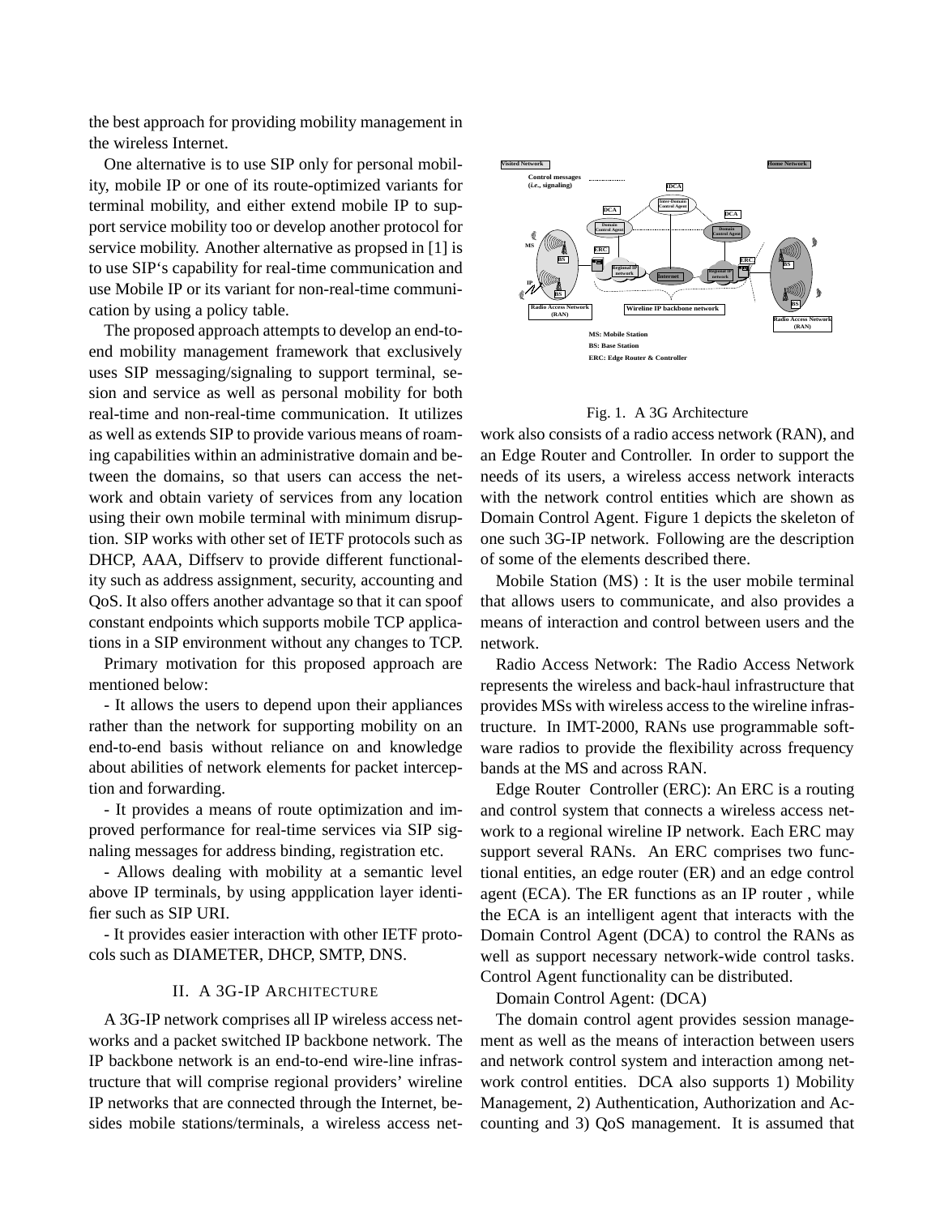the best approach for providing mobility management in the wireless Internet.

One alternative is to use SIP only for personal mobility, mobile IP or one of its route-optimized variants for terminal mobility, and either extend mobile IP to support service mobility too or develop another protocol for service mobility. Another alternative as propsed in [1] is to use SIP's capability for real-time communication and use Mobile IP or its variant for non-real-time communication by using a policy table.

The proposed approach attempts to develop an end-to-end mobility management framework that exclusively uses SIP messaging/signaling to support terminal, sesion and service as well as personal mobility for both real-time and non-real-time communication. It utilizes as well as extends SIP to provide various means of roaming capabilities within an administrative domain and between the domains, so that users can access the network and obtain variety of services from any location using their own mobile terminal with minimum disruption. SIP works with other set of IETF protocols such as DHCP, AAA, Diffserv to provide different functionality such as address assignment, security, accounting and QoS. It also offers another advantage so that it can spoof constant endpoints which supports mobile TCP applications in a SIP environment without any changes to TCP.

Primary motivation for this proposed approach are mentioned below:

- It allows the users to depend upon their appliances rather than the network for supporting mobility on an end-to-end basis without reliance on and knowledge about abilities of network elements for packet interception and forwarding.

- It provides a means of route optimization and improved performance for real-time services via SIP signaling messages for address binding, registration etc.

- Allows dealing with mobility at a semantic level above IP terminals, by using appplication layer identifier such as SIP URI.

- It provides easier interaction with other IETF protocols such as DIAMETER, DHCP, SMTP, DNS.

## II. A 3G-IP Architecture

A 3G-IP network comprises all IP wireless access networks and a packet switched IP backbone network. The IP backbone network is an end-to-end wire-line infrastructure that will comprise regional providers' wireline IP networks that are connected through the Internet, besides mobile stations/terminals, a wireless access network also consists of a radio access network (RAN), and an Edge Router and Controller. In order to support the needs of its users, a wireless access network interacts with the network control entities which are shown as Domain Control Agent. Figure 1 depicts the skeleton of one such 3G-IP network. Following are the description of some of the elements described there.

Fig. 1. A 3G Architecture

Mobile Station (MS) : It is the user mobile terminal that allows users to communicate, and also provides a means of interaction and control between users and the network.

Radio Access Network: The Radio Access Network represents the wireless and back-haul infrastructure that provides MSs with wireless access to the wireline infrastructure. In IMT-2000, RANs use programmable software radios to provide the flexibility across frequency bands at the MS and across RAN.

Edge Router Controller (ERC): An ERC is a routing and control system that connects a wireless access network to a regional wireline IP network. Each ERC may support several RANs. An ERC comprises two functional entities, an edge router (ER) and an edge control agent (ECA). The ER functions as an IP router , while the ECA is an intelligent agent that interacts with the Domain Control Agent (DCA) to control the RANs as well as support necessary network-wide control tasks. Control Agent functionality can be distributed.

Domain Control Agent: (DCA)

The domain control agent provides session management as well as the means of interaction between users and network control system and interaction among network control entities. DCA also supports 1) Mobility Management, 2) Authentication, Authorization and Accounting and 3) QoS management. It is assumed that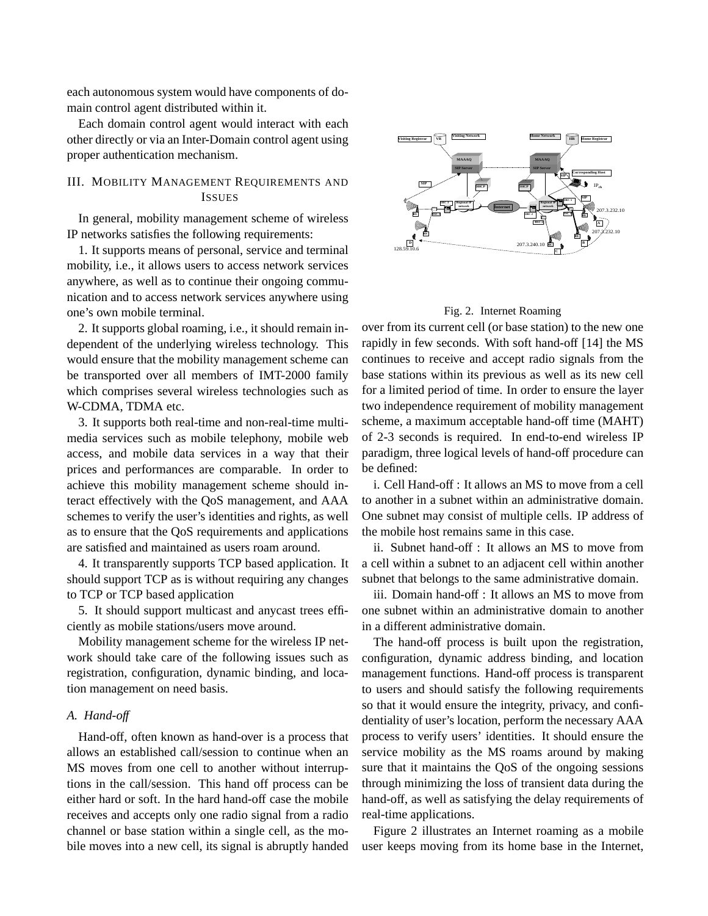each autonomous system would have components of domain control agent distributed within it.

Each domain control agent would interact with each other directly or via an Inter-Domain control agent using proper authentication mechanism.

## III. Mobility Management Requirements and Issues

In general, mobility management scheme of wireless IP networks satisfies the following requirements:

1. It supports means of personal, service and terminal mobility, i.e., it allows users to access network services anywhere, as well as to continue their ongoing communication and to access network services anywhere using one's own mobile terminal.

2. It supports global roaming, i.e., it should remain independent of the underlying wireless technology. This would ensure that the mobility management scheme can be transported over all members of IMT-2000 family which comprises several wireless technologies such as W-CDMA, TDMA etc.

3. It supports both real-time and non-real-time multimedia services such as mobile telephony, mobile web access, and mobile data services in a way that their prices and performances are comparable. In order to achieve this mobility management scheme should interact effectively with the QoS management, and AAA schemes to verify the user's identities and rights, as well as to ensure that the QoS requirements and applications are satisfied and maintained as users roam around.

4. It transparently supports TCP based application. It should support TCP as is without requiring any changes to TCP or TCP based application

5. It should support multicast and anycast trees efficiently as mobile stations/users move around.

Mobility management scheme for the wireless IP network should take care of the following issues such as registration, configuration, dynamic binding, and location management on need basis.

### A. Hand-off

Hand-off, often known as hand-over is a process that allows an established call/session to continue when an MS moves from one cell to another without interruptions in the call/session. This hand off process can be either hard or soft. In the hard hand-off case the mobile receives and accepts only one radio signal from a radio channel or base station within a single cell, as the mobile moves into a new cell, its signal is abruptly handed over from its current cell (or base station) to the new one rapidly in few seconds. With soft hand-off [14] the MS continues to receive and accept radio signals from the base stations within its previous as well as its new cell for a limited period of time. In order to ensure the layer two independence requirement of mobility management scheme, a maximum acceptable hand-off time (MAHT) of 2-3 seconds is required. In end-to-end wireless IP paradigm, three logical levels of hand-off procedure can be defined:

Fig. 2. Internet Roaming

i. Cell Hand-off : It allows an MS to move from a cell to another in a subnet within an administrative domain. One subnet may consist of multiple cells. IP address of the mobile host remains same in this case.

ii. Subnet hand-off : It allows an MS to move from a cell within a subnet to an adjacent cell within another subnet that belongs to the same administrative domain.

iii. Domain hand-off : It allows an MS to move from one subnet within an administrative domain to another in a different administrative domain.

The hand-off process is built upon the registration, configuration, dynamic address binding, and location management functions. Hand-off process is transparent to users and should satisfy the following requirements so that it would ensure the integrity, privacy, and confidentiality of user's location, perform the necessary AAA process to verify users' identities. It should ensure the service mobility as the MS roams around by making sure that it maintains the QoS of the ongoing sessions through minimizing the loss of transient data during the hand-off, as well as satisfying the delay requirements of real-time applications.

Figure 2 illustrates an Internet roaming as a mobile user keeps moving from its home base in the Internet,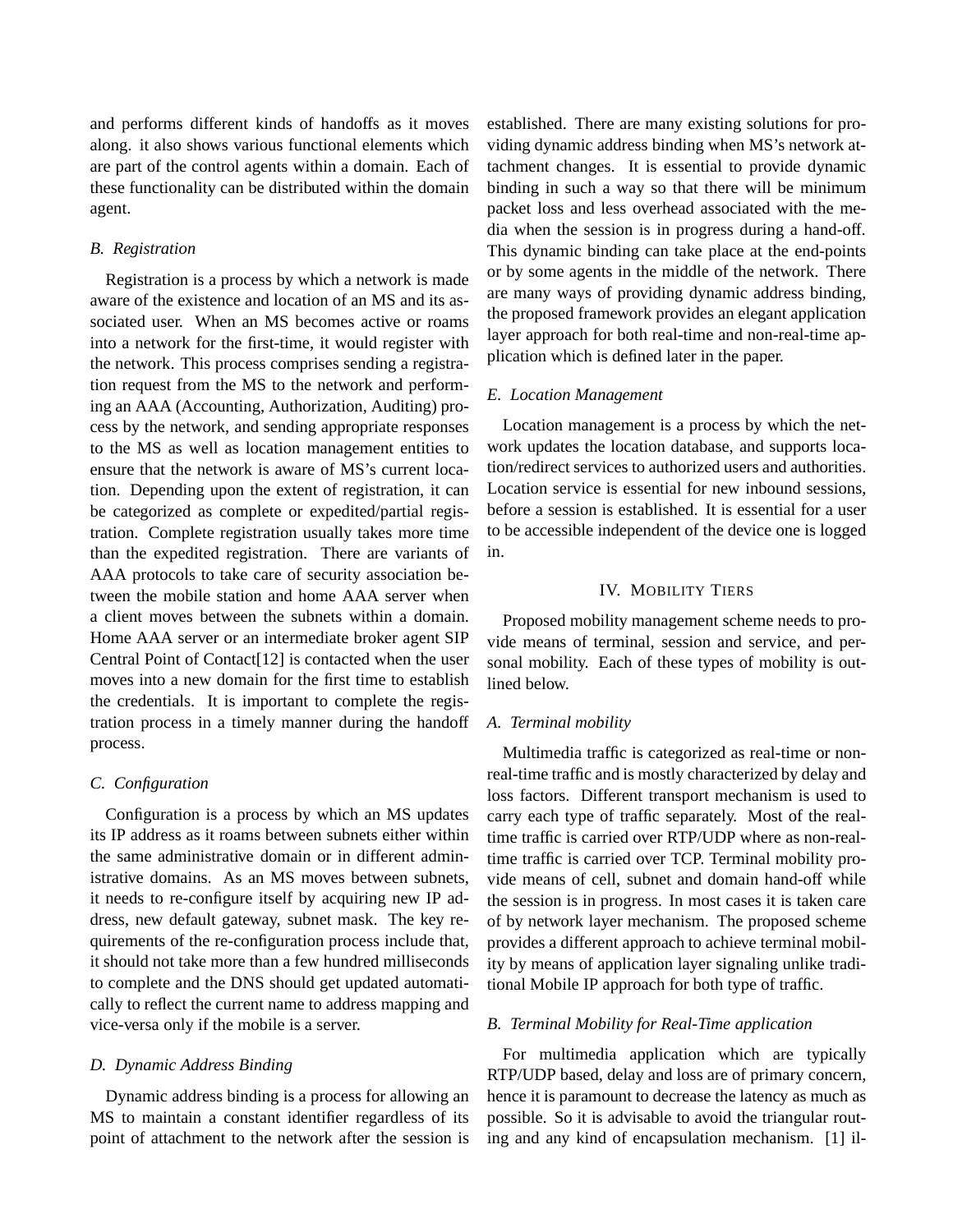and performs different kinds of handoffs as it moves along. it also shows various functional elements which are part of the control agents within a domain. Each of these functionality can be distributed within the domain agent.

### *B. Registration*

Registration is a process by which a network is made aware of the existence and location of an MS and its associated user. When an MS becomes active or roams into a network for the first-time, it would register with the network. This process comprises sending a registration request from the MS to the network and performing an AAA (Accounting, Authorization, Auditing) process by the network, and sending appropriate responses to the MS as well as location management entities to ensure that the network is aware of MS's current location. Depending upon the extent of registration, it can be categorized as complete or expedited/partial registration. Complete registration usually takes more time than the expedited registration. There are variants of AAA protocols to take care of security association between the mobile station and home AAA server when a client moves between the subnets within a domain. Home AAA server or an intermediate broker agent SIP Central Point of Contact[12] is contacted when the user moves into a new domain for the first time to establish the credentials. It is important to complete the registration process in a timely manner during the handoff process.

### *C. Configuration*

Configuration is a process by which an MS updates its IP address as it roams between subnets either within the same administrative domain or in different administrative domains. As an MS moves between subnets, it needs to re-configure itself by acquiring new IP address, new default gateway, subnet mask. The key requirements of the re-configuration process include that, it should not take more than a few hundred milliseconds to complete and the DNS should get updated automatically to reflect the current name to address mapping and vice-versa only if the mobile is a server.

### *D. Dynamic Address Binding*

Dynamic address binding is a process for allowing an MS to maintain a constant identifier regardless of its point of attachment to the network after the session is established. There are many existing solutions for providing dynamic address binding when MS's network attachment changes. It is essential to provide dynamic binding in such a way so that there will be minimum packet loss and less overhead associated with the media when the session is in progress during a hand-off. This dynamic binding can take place at the end-points or by some agents in the middle of the network. There are many ways of providing dynamic address binding, the proposed framework provides an elegant application layer approach for both real-time and non-real-time application which is defined later in the paper.

### *E. Location Management*

Location management is a process by which the network updates the location database, and supports location/redirect services to authorized users and authorities. Location service is essential for new inbound sessions, before a session is established. It is essential for a user to be accessible independent of the device one is logged in.

## IV. MOBILITY TIERS

Proposed mobility management scheme needs to provide means of terminal, session and service, and personal mobility. Each of these types of mobility is outlined below.

### *A. Terminal mobility*

Multimedia traffic is categorized as real-time or non-real-time traffic and is mostly characterized by delay and loss factors. Different transport mechanism is used to carry each type of traffic separately. Most of the real-time traffic is carried over RTP/UDP where as non-real-time traffic is carried over TCP. Terminal mobility provide means of cell, subnet and domain hand-off while the session is in progress. In most cases it is taken care of by network layer mechanism. The proposed scheme provides a different approach to achieve terminal mobility by means of application layer signaling unlike traditional Mobile IP approach for both type of traffic.

### *B. Terminal Mobility for Real-Time application*

For multimedia application which are typically RTP/UDP based, delay and loss are of primary concern, hence it is paramount to decrease the latency as much as possible. So it is advisable to avoid the triangular routing and any kind of encapsulation mechanism. [1] il-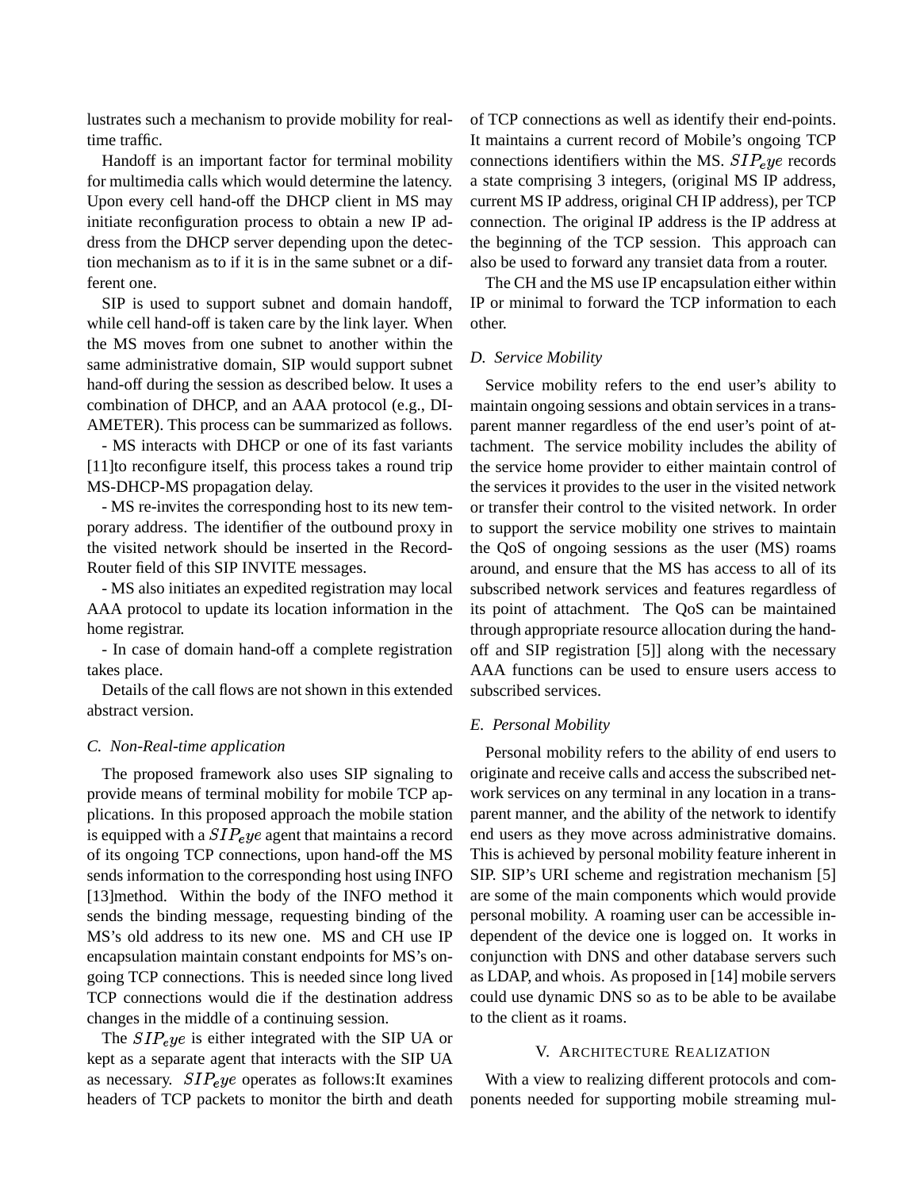lustrates such a mechanism to provide mobility for real-time traffic.

Handoff is an important factor for terminal mobility for multimedia calls which would determine the latency. Upon every cell hand-off the DHCP client in MS may initiate reconfiguration process to obtain a new IP address from the DHCP server depending upon the detection mechanism as to if it is in the same subnet or a different one.

SIP is used to support subnet and domain handoff, while cell hand-off is taken care by the link layer. When the MS moves from one subnet to another within the same administrative domain, SIP would support subnet hand-off during the session as described below. It uses a combination of DHCP, and an AAA protocol (e.g., DIAMETER). This process can be summarized as follows.

- MS interacts with DHCP or one of its fast variants [11]to reconfigure itself, this process takes a round trip MS-DHCP-MS propagation delay.

- MS re-invites the corresponding host to its new temporary address. The identifier of the outbound proxy in the visited network should be inserted in the Record-Router field of this SIP INVITE messages.

- MS also initiates an expedited registration may local AAA protocol to update its location information in the home registrar.

- In case of domain hand-off a complete registration takes place.

Details of the call flows are not shown in this extended abstract version.

### C. Non-Real-time application

The proposed framework also uses SIP signaling to provide means of terminal mobility for mobile TCP applications. In this proposed approach the mobile station is equipped with a $SIP_eye$ agent that maintains a record of its ongoing TCP connections, upon hand-off the MS sends information to the corresponding host using INFO [13]method. Within the body of the INFO method it sends the binding message, requesting binding of the MS's old address to its new one. MS and CH use IP encapsulation maintain constant endpoints for MS's ongoing TCP connections. This is needed since long lived TCP connections would die if the destination address changes in the middle of a continuing session.

The $SIP_eye$ is either integrated with the SIP UA or kept as a separate agent that interacts with the SIP UA as necessary. $SIP_eye$ operates as follows:It examines headers of TCP packets to monitor the birth and death of TCP connections as well as identify their end-points. It maintains a current record of Mobile's ongoing TCP connections identifiers within the MS. $SIP_eye$ records a state comprising 3 integers, (original MS IP address, current MS IP address, original CH IP address), per TCP connection. The original IP address is the IP address at the beginning of the TCP session. This approach can also be used to forward any transiet data from a router.

The CH and the MS use IP encapsulation either within IP or minimal to forward the TCP information to each other.

### D. Service Mobility

Service mobility refers to the end user's ability to maintain ongoing sessions and obtain services in a transparent manner regardless of the end user's point of attachment. The service mobility includes the ability of the service home provider to either maintain control of the services it provides to the user in the visited network or transfer their control to the visited network. In order to support the service mobility one strives to maintain the QoS of ongoing sessions as the user (MS) roams around, and ensure that the MS has access to all of its subscribed network services and features regardless of its point of attachment. The QoS can be maintained through appropriate resource allocation during the handoff and SIP registration [5]] along with the necessary AAA functions can be used to ensure users access to subscribed services.

### E. Personal Mobility

Personal mobility refers to the ability of end users to originate and receive calls and access the subscribed network services on any terminal in any location in a transparent manner, and the ability of the network to identify end users as they move across administrative domains. This is achieved by personal mobility feature inherent in SIP. SIP's URI scheme and registration mechanism [5] are some of the main components which would provide personal mobility. A roaming user can be accessible independent of the device one is logged on. It works in conjunction with DNS and other database servers such as LDAP, and whois. As proposed in [14] mobile servers could use dynamic DNS so as to be able to be availabe to the client as it roams.

## V. Architecture Realization

With a view to realizing different protocols and components needed for supporting mobile streaming mul-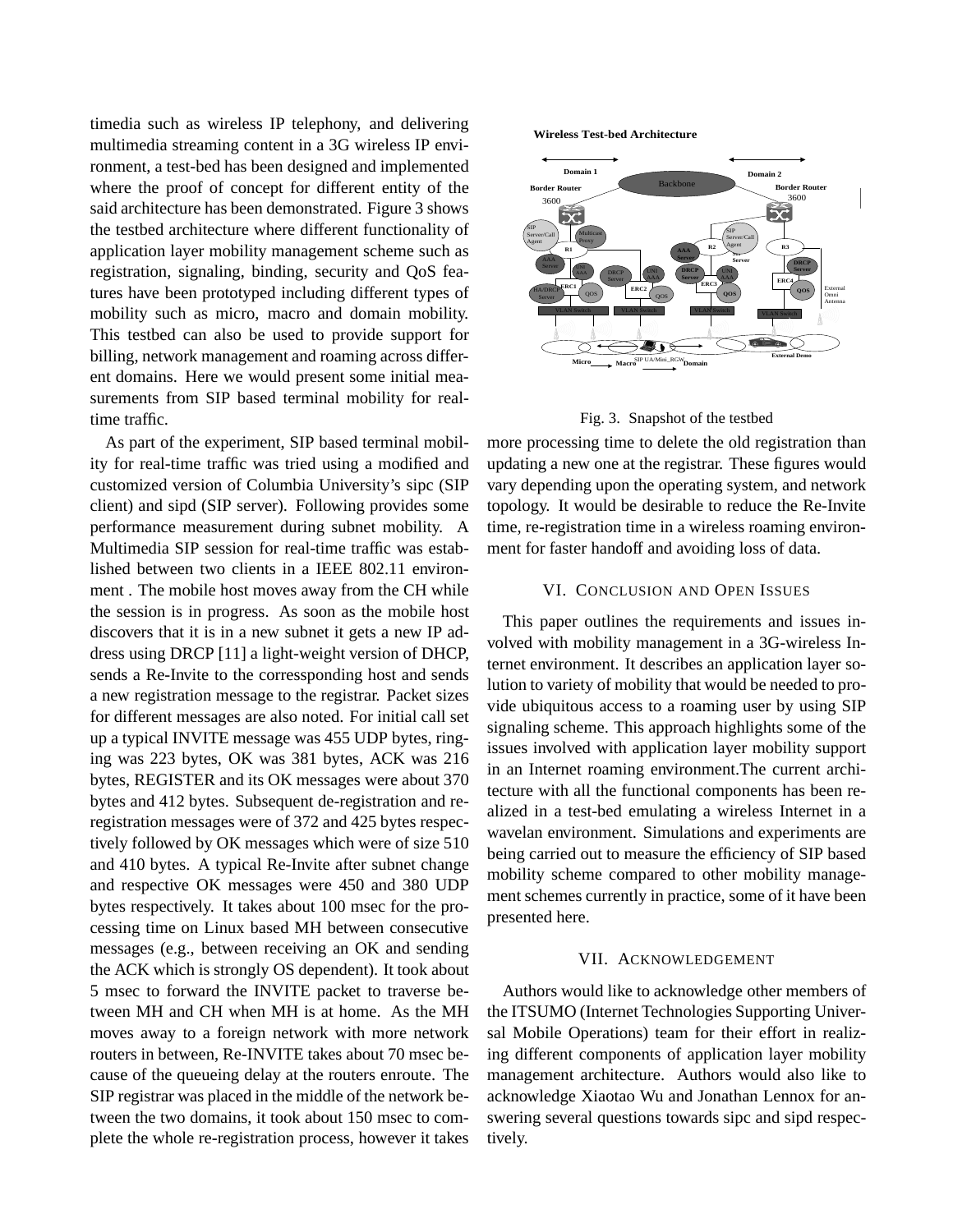timedia such as wireless IP telephony, and delivering multimedia streaming content in a 3G wireless IP environment, a test-bed has been designed and implemented where the proof of concept for different entity of the said architecture has been demonstrated. Figure 3 shows the testbed architecture where different functionality of application layer mobility management scheme such as registration, signaling, binding, security and QoS features have been prototyped including different types of mobility such as micro, macro and domain mobility. This testbed can also be used to provide support for billing, network management and roaming across different domains. Here we would present some initial measurements from SIP based terminal mobility for realtime traffic.

As part of the experiment, SIP based terminal mobility for real-time traffic was tried using a modified and customized version of Columbia University's sipc (SIP client) and sipd (SIP server). Following provides some performance measurement during subnet mobility. A Multimedia SIP session for real-time traffic was established between two clients in a IEEE 802.11 environment . The mobile host moves away from the CH while the session is in progress. As soon as the mobile host discovers that it is in a new subnet it gets a new IP address using DRCP [11] a light-weight version of DHCP, sends a Re-Invite to the corressponding host and sends a new registration message to the registrar. Packet sizes for different messages are also noted. For initial call set up a typical INVITE message was 455 UDP bytes, ringing was 223 bytes, OK was 381 bytes, ACK was 216 bytes, REGISTER and its OK messages were about 370 bytes and 412 bytes. Subsequent de-registration and re-registration messages were of 372 and 425 bytes respectively followed by OK messages which were of size 510 and 410 bytes. A typical Re-Invite after subnet change and respective OK messages were 450 and 380 UDP bytes respectively. It takes about 100 msec for the processing time on Linux based MH between consecutive messages (e.g., between receiving an OK and sending the ACK which is strongly OS dependent). It took about 5 msec to forward the INVITE packet to traverse between MH and CH when MH is at home. As the MH moves away to a foreign network with more network routers in between, Re-INVITE takes about 70 msec because of the queueing delay at the routers enroute. The SIP registrar was placed in the middle of the network between the two domains, it took about 150 msec to complete the whole re-registration process, however it takes more processing time to delete the old registration than updating a new one at the registrar. These figures would vary depending upon the operating system, and network topology. It would be desirable to reduce the Re-Invite time, re-registration time in a wireless roaming environment for faster handoff and avoiding loss of data.

Fig. 3. Snapshot of the testbed

## VI. Conclusion and Open Issues

This paper outlines the requirements and issues involved with mobility management in a 3G-wireless Internet environment. It describes an application layer solution to variety of mobility that would be needed to provide ubiquitous access to a roaming user by using SIP signaling scheme. This approach highlights some of the issues involved with application layer mobility support in an Internet roaming environment.The current architecture with all the functional components has been realized in a test-bed emulating a wireless Internet in a wavelan environment. Simulations and experiments are being carried out to measure the efficiency of SIP based mobility scheme compared to other mobility management schemes currently in practice, some of it have been presented here.

## VII. Acknowledgement

Authors would like to acknowledge other members of the ITSUMO (Internet Technologies Supporting Universal Mobile Operations) team for their effort in realizing different components of application layer mobility management architecture. Authors would also like to acknowledge Xiaotao Wu and Jonathan Lennox for answering several questions towards sipc and sipd respectively.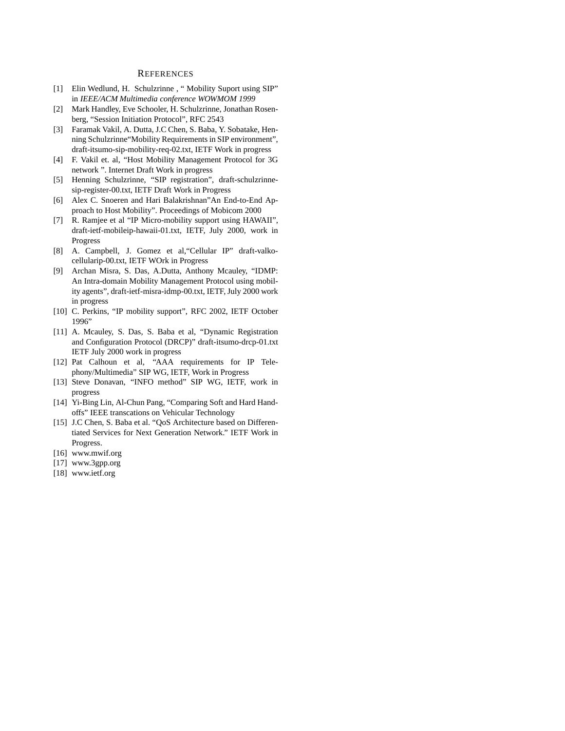## REFERENCES

[1] Elin Wedlund, H. Schulzrinne , " Mobility Suport using SIP" in *IEEE/ACM Multimedia conference WOWMOM 1999*

[2] Mark Handley, Eve Schooler, H. Schulzrinne, Jonathan Rosenberg, "Session Initiation Protocol", RFC 2543

[3] Faramak Vakil, A. Dutta, J.C Chen, S. Baba, Y. Sobatake, Henning Schulzrinne"Mobility Requirements in SIP environment", draft-itsumo-sip-mobility-req-02.txt, IETF Work in progress

[4] F. Vakil et. al, "Host Mobility Management Protocol for 3G network ". Internet Draft Work in progress

[5] Henning Schulzrinne, "SIP registration", draft-schulzrinne-sip-register-00.txt, IETF Draft Work in Progress

[6] Alex C. Snoeren and Hari Balakrishnan"An End-to-End Approach to Host Mobility". Proceedings of Mobicom 2000

[7] R. Ramjee et al "IP Micro-mobility support using HAWAII", draft-ietf-mobileip-hawaii-01.txt, IETF, July 2000, work in Progress

[8] A. Campbell, J. Gomez et al,"Cellular IP" draft-valko-cellularip-00.txt, IETF WOrk in Progress

[9] Archan Misra, S. Das, A.Dutta, Anthony Mcauley, "IDMP: An Intra-domain Mobility Management Protocol using mobility agents", draft-ietf-misra-idmp-00.txt, IETF, July 2000 work in progress

[10] C. Perkins, "IP mobility support", RFC 2002, IETF October 1996"

[11] A. Mcauley, S. Das, S. Baba et al, "Dynamic Registration and Configuration Protocol (DRCP)" draft-itsumo-drcp-01.txt IETF July 2000 work in progress

[12] Pat Calhoun et al, "AAA requirements for IP Telephony/Multimedia" SIP WG, IETF, Work in Progress

[13] Steve Donavan, "INFO method" SIP WG, IETF, work in progress

[14] Yi-Bing Lin, Al-Chun Pang, "Comparing Soft and Hard Handoffs" IEEE transcations on Vehicular Technology

[15] J.C Chen, S. Baba et al. "QoS Architecture based on Differentiated Services for Next Generation Network." IETF Work in Progress.

[16] www.mwif.org

[17] www.3gpp.org

[18] www.ietf.org